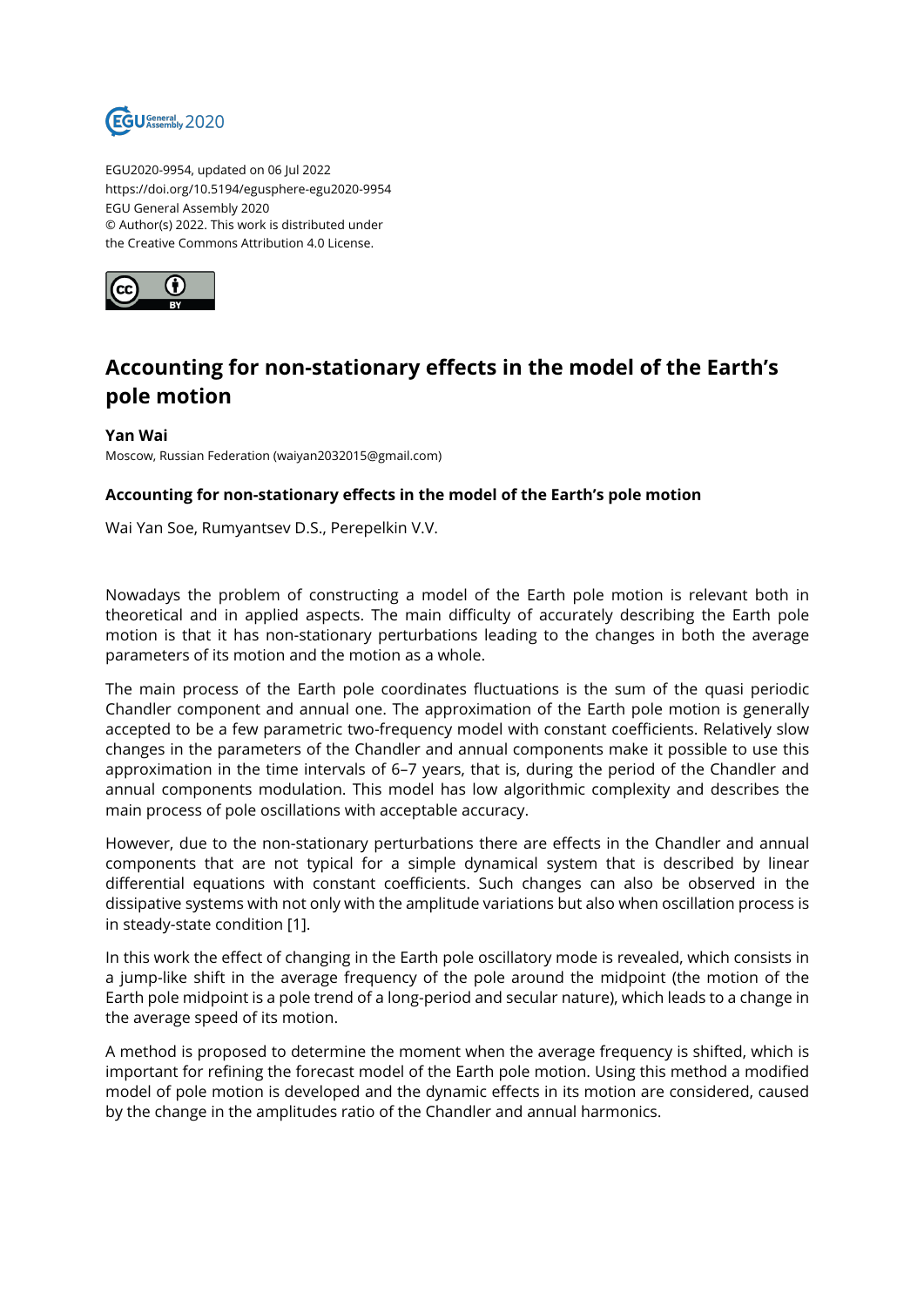EGU2020-9954, updated on 06 Jul 2022
https://doi.org/10.5194/egusphere-egu2020-9954
EGU General Assembly 2020
© Author(s) 2022. This work is distributed under
the Creative Commons Attribution 4.0 License.

# Accounting for non-stationary effects in the model of the Earth's pole motion

**Yan Wai**
Moscow, Russian Federation (waiyan2032015@gmail.com)

### Accounting for non-stationary effects in the model of the Earth's pole motion

Wai Yan Soe, Rumyantsev D.S., Perepelkin V.V.

Nowadays the problem of constructing a model of the Earth pole motion is relevant both in theoretical and in applied aspects. The main difficulty of accurately describing the Earth pole motion is that it has non-stationary perturbations leading to the changes in both the average parameters of its motion and the motion as a whole.

The main process of the Earth pole coordinates fluctuations is the sum of the quasi periodic Chandler component and annual one. The approximation of the Earth pole motion is generally accepted to be a few parametric two-frequency model with constant coefficients. Relatively slow changes in the parameters of the Chandler and annual components make it possible to use this approximation in the time intervals of 6–7 years, that is, during the period of the Chandler and annual components modulation. This model has low algorithmic complexity and describes the main process of pole oscillations with acceptable accuracy.

However, due to the non-stationary perturbations there are effects in the Chandler and annual components that are not typical for a simple dynamical system that is described by linear differential equations with constant coefficients. Such changes can also be observed in the dissipative systems with not only with the amplitude variations but also when oscillation process is in steady-state condition [1].

In this work the effect of changing in the Earth pole oscillatory mode is revealed, which consists in a jump-like shift in the average frequency of the pole around the midpoint (the motion of the Earth pole midpoint is a pole trend of a long-period and secular nature), which leads to a change in the average speed of its motion.

A method is proposed to determine the moment when the average frequency is shifted, which is important for refining the forecast model of the Earth pole motion. Using this method a modified model of pole motion is developed and the dynamic effects in its motion are considered, caused by the change in the amplitudes ratio of the Chandler and annual harmonics.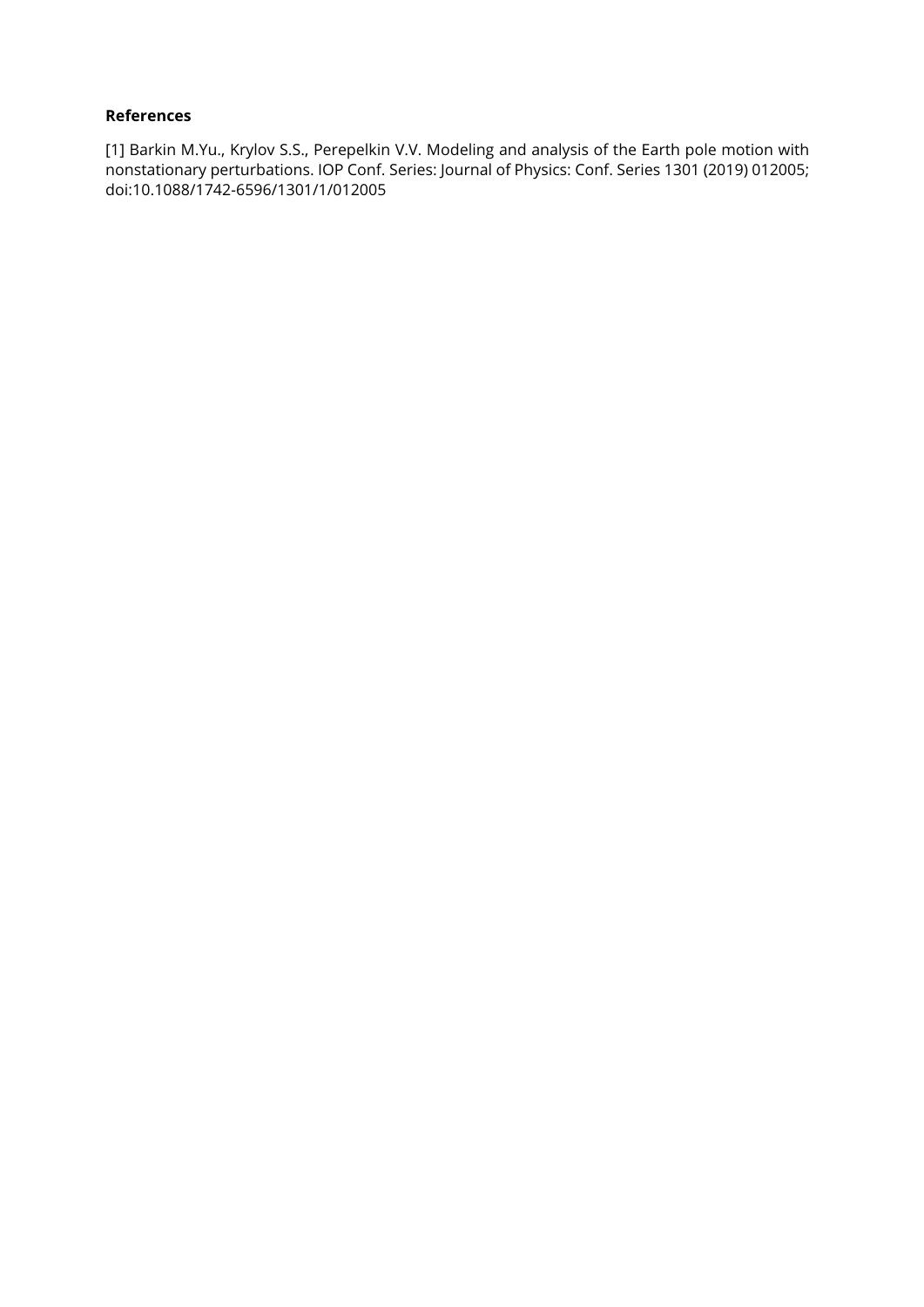**References**

[1] Barkin M.Yu., Krylov S.S., Perepelkin V.V. Modeling and analysis of the Earth pole motion with nonstationary perturbations. IOP Conf. Series: Journal of Physics: Conf. Series 1301 (2019) 012005; doi:10.1088/1742-6596/1301/1/012005